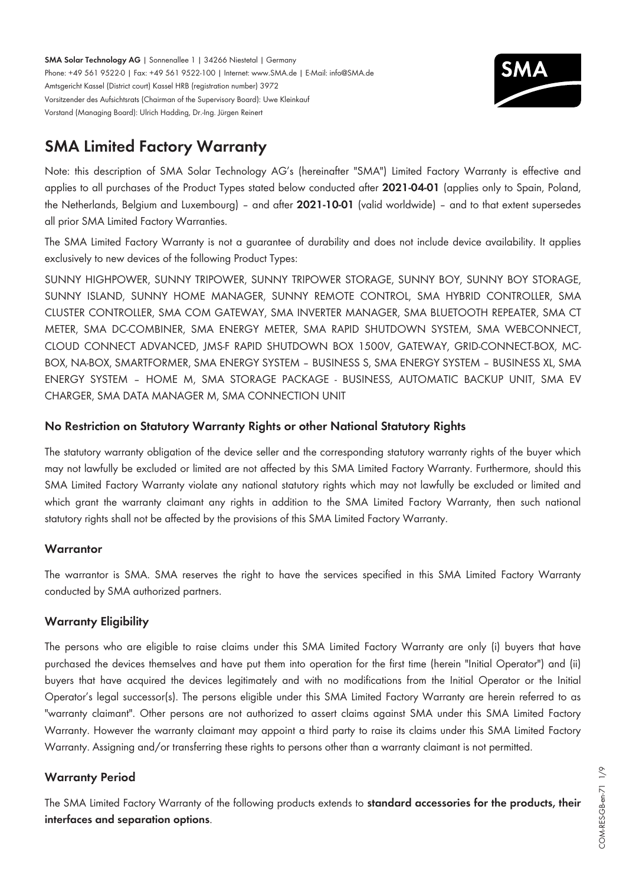**SMA Solar Technology AG** | Sonnenallee 1 | 34266 Niestetal | Germany
Phone: +49 561 9522-0 | Fax: +49 561 9522-100 | Internet: www.SMA.de | E-Mail: info@SMA.de
Amtsgericht Kassel (District court) Kassel HRB (registration number) 3972
Vorsitzender des Aufsichtsrats (Chairman of the Supervisory Board): Uwe Kleinkauf
Vorstand (Managing Board): Ulrich Hadding, Dr.-Ing. Jürgen Reinert

# SMA Limited Factory Warranty

Note: this description of SMA Solar Technology AG's (hereinafter "SMA") Limited Factory Warranty is effective and applies to all purchases of the Product Types stated below conducted after **2021-04-01** (applies only to Spain, Poland, the Netherlands, Belgium and Luxembourg) – and after **2021-10-01** (valid worldwide) – and to that extent supersedes all prior SMA Limited Factory Warranties.

The SMA Limited Factory Warranty is not a guarantee of durability and does not include device availability. It applies exclusively to new devices of the following Product Types:

SUNNY HIGHPOWER, SUNNY TRIPOWER, SUNNY TRIPOWER STORAGE, SUNNY BOY, SUNNY BOY STORAGE, SUNNY ISLAND, SUNNY HOME MANAGER, SUNNY REMOTE CONTROL, SMA HYBRID CONTROLLER, SMA CLUSTER CONTROLLER, SMA COM GATEWAY, SMA INVERTER MANAGER, SMA BLUETOOTH REPEATER, SMA CT METER, SMA DC-COMBINER, SMA ENERGY METER, SMA RAPID SHUTDOWN SYSTEM, SMA WEBCONNECT, CLOUD CONNECT ADVANCED, JMS-F RAPID SHUTDOWN BOX 1500V, GATEWAY, GRID-CONNECT-BOX, MC-BOX, NA-BOX, SMARTFORMER, SMA ENERGY SYSTEM – BUSINESS S, SMA ENERGY SYSTEM – BUSINESS XL, SMA ENERGY SYSTEM – HOME M, SMA STORAGE PACKAGE - BUSINESS, AUTOMATIC BACKUP UNIT, SMA EV CHARGER, SMA DATA MANAGER M, SMA CONNECTION UNIT

### No Restriction on Statutory Warranty Rights or other National Statutory Rights

The statutory warranty obligation of the device seller and the corresponding statutory warranty rights of the buyer which may not lawfully be excluded or limited are not affected by this SMA Limited Factory Warranty. Furthermore, should this SMA Limited Factory Warranty violate any national statutory rights which may not lawfully be excluded or limited and which grant the warranty claimant any rights in addition to the SMA Limited Factory Warranty, then such national statutory rights shall not be affected by the provisions of this SMA Limited Factory Warranty.

### Warrantor

The warrantor is SMA. SMA reserves the right to have the services specified in this SMA Limited Factory Warranty conducted by SMA authorized partners.

### Warranty Eligibility

The persons who are eligible to raise claims under this SMA Limited Factory Warranty are only (i) buyers that have purchased the devices themselves and have put them into operation for the first time (herein "Initial Operator") and (ii) buyers that have acquired the devices legitimately and with no modifications from the Initial Operator or the Initial Operator's legal successor(s). The persons eligible under this SMA Limited Factory Warranty are herein referred to as "warranty claimant". Other persons are not authorized to assert claims against SMA under this SMA Limited Factory Warranty. However the warranty claimant may appoint a third party to raise its claims under this SMA Limited Factory Warranty. Assigning and/or transferring these rights to persons other than a warranty claimant is not permitted.

### Warranty Period

The SMA Limited Factory Warranty of the following products extends to **standard accessories for the products, their interfaces and separation options**.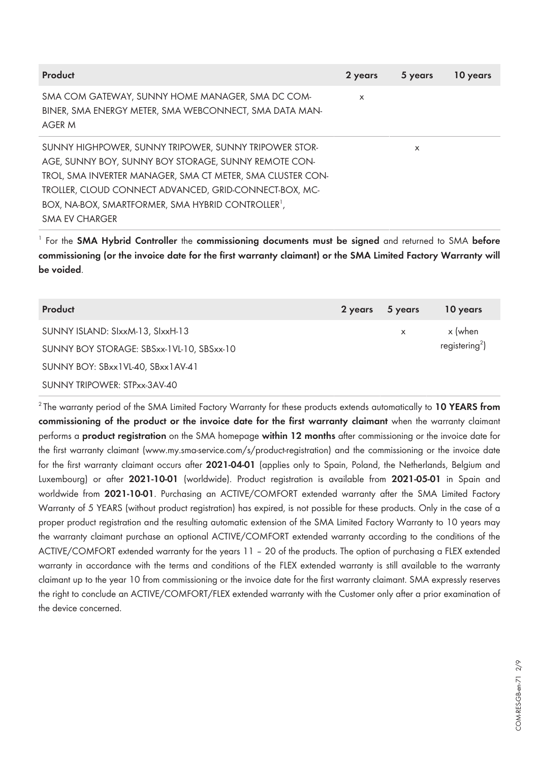| Product | 2 years | 5 years | 10 years |
|---|---|---|---|
| SMA COM GATEWAY, SUNNY HOME MANAGER, SMA DC COMBINER, SMA ENERGY METER, SMA WEBCONNECT, SMA DATA MANAGER M | x | | |
| SUNNY HIGHPOWER, SUNNY TRIPOWER, SUNNY TRIPOWER STORAGE, SUNNY BOY, SUNNY BOY STORAGE, SUNNY REMOTE CONTROL, SMA INVERTER MANAGER, SMA CT METER, SMA CLUSTER CONTROLLER, CLOUD CONNECT ADVANCED, GRID-CONNECT-BOX, MC-BOX, NA-BOX, SMARTFORMER, SMA HYBRID CONTROLLER[1], SMA EV CHARGER | | x | |

[1] For the **SMA Hybrid Controller** the **commissioning documents must be signed** and returned to SMA **before commissioning (or the invoice date for the first warranty claimant) or the SMA Limited Factory Warranty will be voided**.

| Product | 2 years | 5 years | 10 years |
|---|---|---|---|
| SUNNY ISLAND: SIxxM-13, SIxxH-13<br>SUNNY BOY STORAGE: SBSxx-1VL-10, SBSxx-10<br>SUNNY BOY: SBxx1VL-40, SBxx1AV-41<br>SUNNY TRIPOWER: STPxx-3AV-40 | | x | x (when registering[2]) |

[2] The warranty period of the SMA Limited Factory Warranty for these products extends automatically to **10 YEARS from commissioning of the product or the invoice date for the first warranty claimant** when the warranty claimant performs a **product registration** on the SMA homepage **within 12 months** after commissioning or the invoice date for the first warranty claimant (www.my.sma-service.com/s/product-registration) and the commissioning or the invoice date for the first warranty claimant occurs after **2021-04-01** (applies only to Spain, Poland, the Netherlands, Belgium and Luxembourg) or after **2021-10-01** (worldwide). Product registration is available from **2021-05-01** in Spain and worldwide from **2021-10-01**. Purchasing an ACTIVE/COMFORT extended warranty after the SMA Limited Factory Warranty of 5 YEARS (without product registration) has expired, is not possible for these products. Only in the case of a proper product registration and the resulting automatic extension of the SMA Limited Factory Warranty to 10 years may the warranty claimant purchase an optional ACTIVE/COMFORT extended warranty according to the conditions of the ACTIVE/COMFORT extended warranty for the years 11 – 20 of the products. The option of purchasing a FLEX extended warranty in accordance with the terms and conditions of the FLEX extended warranty is still available to the warranty claimant up to the year 10 from commissioning or the invoice date for the first warranty claimant. SMA expressly reserves the right to conclude an ACTIVE/COMFORT/FLEX extended warranty with the Customer only after a prior examination of the device concerned.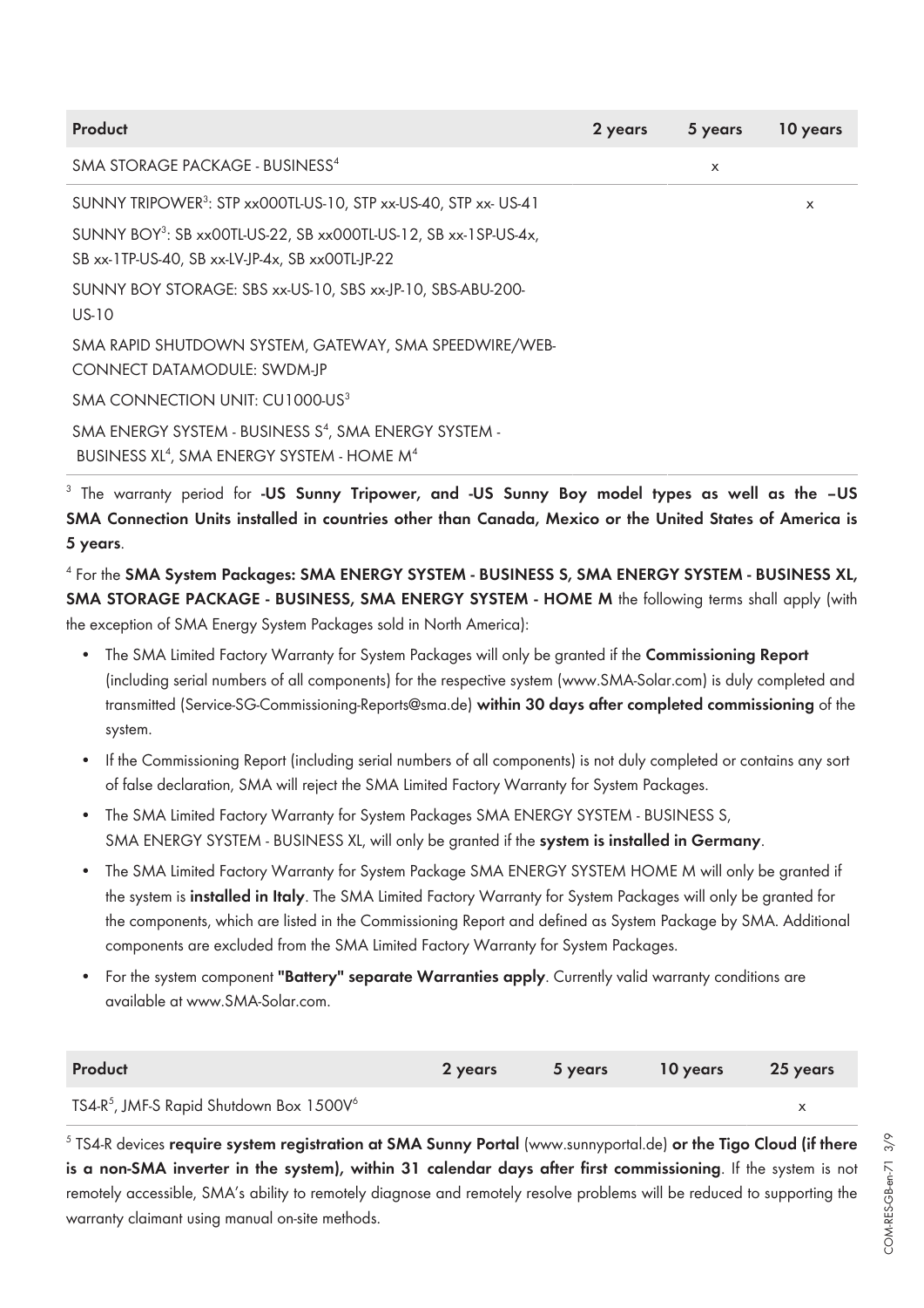| Product | 2 years | 5 years | 10 years |
| --- | --- | --- | --- |
| SMA STORAGE PACKAGE - BUSINESS[4] | | x | |
| SUNNY TRIPOWER[3]: STP xx000TL-US-10, STP xx-US-40, STP xx- US-41<br>SUNNY BOY[3]: SB xx00TL-US-22, SB xx000TL-US-12, SB xx-1SP-US-4x, SB xx-1TP-US-40, SB xx-LV-JP-4x, SB xx00TL-JP-22<br>SUNNY BOY STORAGE: SBS xx-US-10, SBS xx-JP-10, SBS-ABU-200-US-10<br>SMA RAPID SHUTDOWN SYSTEM, GATEWAY, SMA SPEEDWIRE/WEB-CONNECT DATAMODULE: SWDM-JP<br>SMA CONNECTION UNIT: CU1000-US[3]<br>SMA ENERGY SYSTEM - BUSINESS S[4], SMA ENERGY SYSTEM - BUSINESS XL[4], SMA ENERGY SYSTEM - HOME M[4] | | | x |

[3] The warranty period for **-US Sunny Tripower, and -US Sunny Boy model types as well as the –US SMA Connection Units installed in countries other than Canada, Mexico or the United States of America is 5 years**.

[4] For the **SMA System Packages: SMA ENERGY SYSTEM - BUSINESS S, SMA ENERGY SYSTEM - BUSINESS XL, SMA STORAGE PACKAGE - BUSINESS, SMA ENERGY SYSTEM - HOME M** the following terms shall apply (with the exception of SMA Energy System Packages sold in North America):

- The SMA Limited Factory Warranty for System Packages will only be granted if the **Commissioning Report** (including serial numbers of all components) for the respective system (www.SMA-Solar.com) is duly completed and transmitted (Service-SG-Commissioning-Reports@sma.de) **within 30 days after completed commissioning** of the system.
- If the Commissioning Report (including serial numbers of all components) is not duly completed or contains any sort of false declaration, SMA will reject the SMA Limited Factory Warranty for System Packages.
- The SMA Limited Factory Warranty for System Packages SMA ENERGY SYSTEM - BUSINESS S, SMA ENERGY SYSTEM - BUSINESS XL, will only be granted if the **system is installed in Germany**.
- The SMA Limited Factory Warranty for System Package SMA ENERGY SYSTEM HOME M will only be granted if the system is **installed in Italy**. The SMA Limited Factory Warranty for System Packages will only be granted for the components, which are listed in the Commissioning Report and defined as System Package by SMA. Additional components are excluded from the SMA Limited Factory Warranty for System Packages.
- For the system component **"Battery" separate Warranties apply**. Currently valid warranty conditions are available at www.SMA-Solar.com.

| Product | 2 years | 5 years | 10 years | 25 years |
| --- | --- | --- | --- | --- |
| TS4-R[5], JMF-S Rapid Shutdown Box 1500V[6] | | | | x |

[5] TS4-R devices **require system registration at SMA Sunny Portal** (www.sunnyportal.de) **or the Tigo Cloud (if there is a non-SMA inverter in the system), within 31 calendar days after first commissioning**. If the system is not remotely accessible, SMA's ability to remotely diagnose and remotely resolve problems will be reduced to supporting the warranty claimant using manual on-site methods.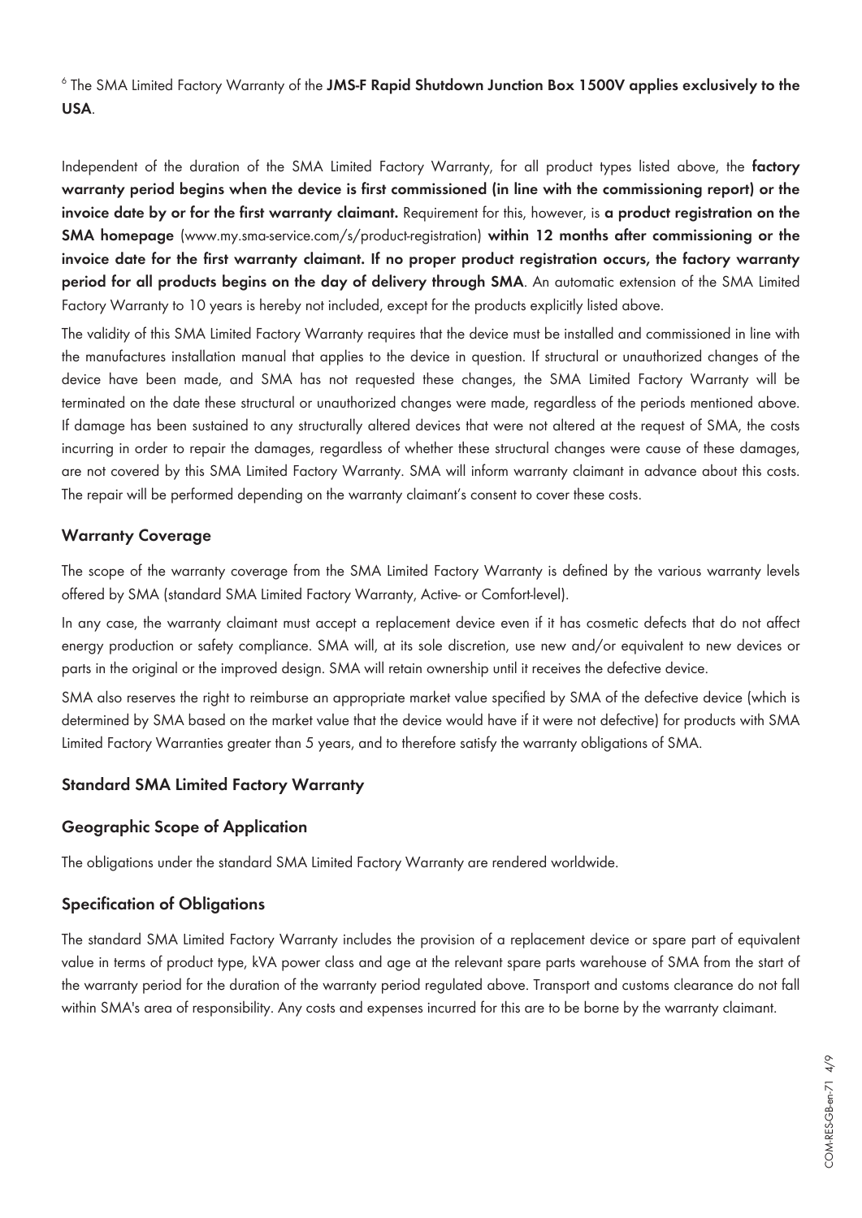[6] The SMA Limited Factory Warranty of the **JMS-F Rapid Shutdown Junction Box 1500V applies exclusively to the USA**.

Independent of the duration of the SMA Limited Factory Warranty, for all product types listed above, the **factory warranty period begins when the device is first commissioned (in line with the commissioning report) or the invoice date by or for the first warranty claimant.** Requirement for this, however, is **a product registration on the SMA homepage** (www.my.sma-service.com/s/product-registration) **within 12 months after commissioning or the invoice date for the first warranty claimant. If no proper product registration occurs, the factory warranty period for all products begins on the day of delivery through SMA**. An automatic extension of the SMA Limited Factory Warranty to 10 years is hereby not included, except for the products explicitly listed above.

The validity of this SMA Limited Factory Warranty requires that the device must be installed and commissioned in line with the manufactures installation manual that applies to the device in question. If structural or unauthorized changes of the device have been made, and SMA has not requested these changes, the SMA Limited Factory Warranty will be terminated on the date these structural or unauthorized changes were made, regardless of the periods mentioned above. If damage has been sustained to any structurally altered devices that were not altered at the request of SMA, the costs incurring in order to repair the damages, regardless of whether these structural changes were cause of these damages, are not covered by this SMA Limited Factory Warranty. SMA will inform warranty claimant in advance about this costs. The repair will be performed depending on the warranty claimant's consent to cover these costs.

## Warranty Coverage

The scope of the warranty coverage from the SMA Limited Factory Warranty is defined by the various warranty levels offered by SMA (standard SMA Limited Factory Warranty, Active- or Comfort-level).

In any case, the warranty claimant must accept a replacement device even if it has cosmetic defects that do not affect energy production or safety compliance. SMA will, at its sole discretion, use new and/or equivalent to new devices or parts in the original or the improved design. SMA will retain ownership until it receives the defective device.

SMA also reserves the right to reimburse an appropriate market value specified by SMA of the defective device (which is determined by SMA based on the market value that the device would have if it were not defective) for products with SMA Limited Factory Warranties greater than 5 years, and to therefore satisfy the warranty obligations of SMA.

## Standard SMA Limited Factory Warranty

### Geographic Scope of Application

The obligations under the standard SMA Limited Factory Warranty are rendered worldwide.

### Specification of Obligations

The standard SMA Limited Factory Warranty includes the provision of a replacement device or spare part of equivalent value in terms of product type, kVA power class and age at the relevant spare parts warehouse of SMA from the start of the warranty period for the duration of the warranty period regulated above. Transport and customs clearance do not fall within SMA's area of responsibility. Any costs and expenses incurred for this are to be borne by the warranty claimant.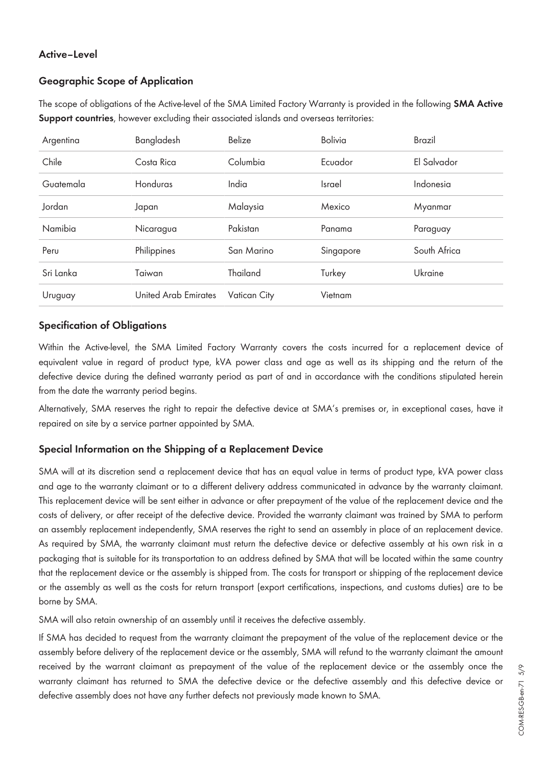## Active-Level

### Geographic Scope of Application

The scope of obligations of the Active-level of the SMA Limited Factory Warranty is provided in the following **SMA Active Support countries**, however excluding their associated islands and overseas territories:

| | | | | |
|---|---|---|---|---|
| Argentina | Bangladesh | Belize | Bolivia | Brazil |
| Chile | Costa Rica | Columbia | Ecuador | El Salvador |
| Guatemala | Honduras | India | Israel | Indonesia |
| Jordan | Japan | Malaysia | Mexico | Myanmar |
| Namibia | Nicaragua | Pakistan | Panama | Paraguay |
| Peru | Philippines | San Marino | Singapore | South Africa |
| Sri Lanka | Taiwan | Thailand | Turkey | Ukraine |
| Uruguay | United Arab Emirates | Vatican City | Vietnam | |

### Specification of Obligations

Within the Active-level, the SMA Limited Factory Warranty covers the costs incurred for a replacement device of equivalent value in regard of product type, kVA power class and age as well as its shipping and the return of the defective device during the defined warranty period as part of and in accordance with the conditions stipulated herein from the date the warranty period begins.

Alternatively, SMA reserves the right to repair the defective device at SMA's premises or, in exceptional cases, have it repaired on site by a service partner appointed by SMA.

### Special Information on the Shipping of a Replacement Device

SMA will at its discretion send a replacement device that has an equal value in terms of product type, kVA power class and age to the warranty claimant or to a different delivery address communicated in advance by the warranty claimant. This replacement device will be sent either in advance or after prepayment of the value of the replacement device and the costs of delivery, or after receipt of the defective device. Provided the warranty claimant was trained by SMA to perform an assembly replacement independently, SMA reserves the right to send an assembly in place of an replacement device. As required by SMA, the warranty claimant must return the defective device or defective assembly at his own risk in a packaging that is suitable for its transportation to an address defined by SMA that will be located within the same country that the replacement device or the assembly is shipped from. The costs for transport or shipping of the replacement device or the assembly as well as the costs for return transport (export certifications, inspections, and customs duties) are to be borne by SMA.

SMA will also retain ownership of an assembly until it receives the defective assembly.

If SMA has decided to request from the warranty claimant the prepayment of the value of the replacement device or the assembly before delivery of the replacement device or the assembly, SMA will refund to the warranty claimant the amount received by the warrant claimant as prepayment of the value of the replacement device or the assembly once the warranty claimant has returned to SMA the defective device or the defective assembly and this defective device or defective assembly does not have any further defects not previously made known to SMA.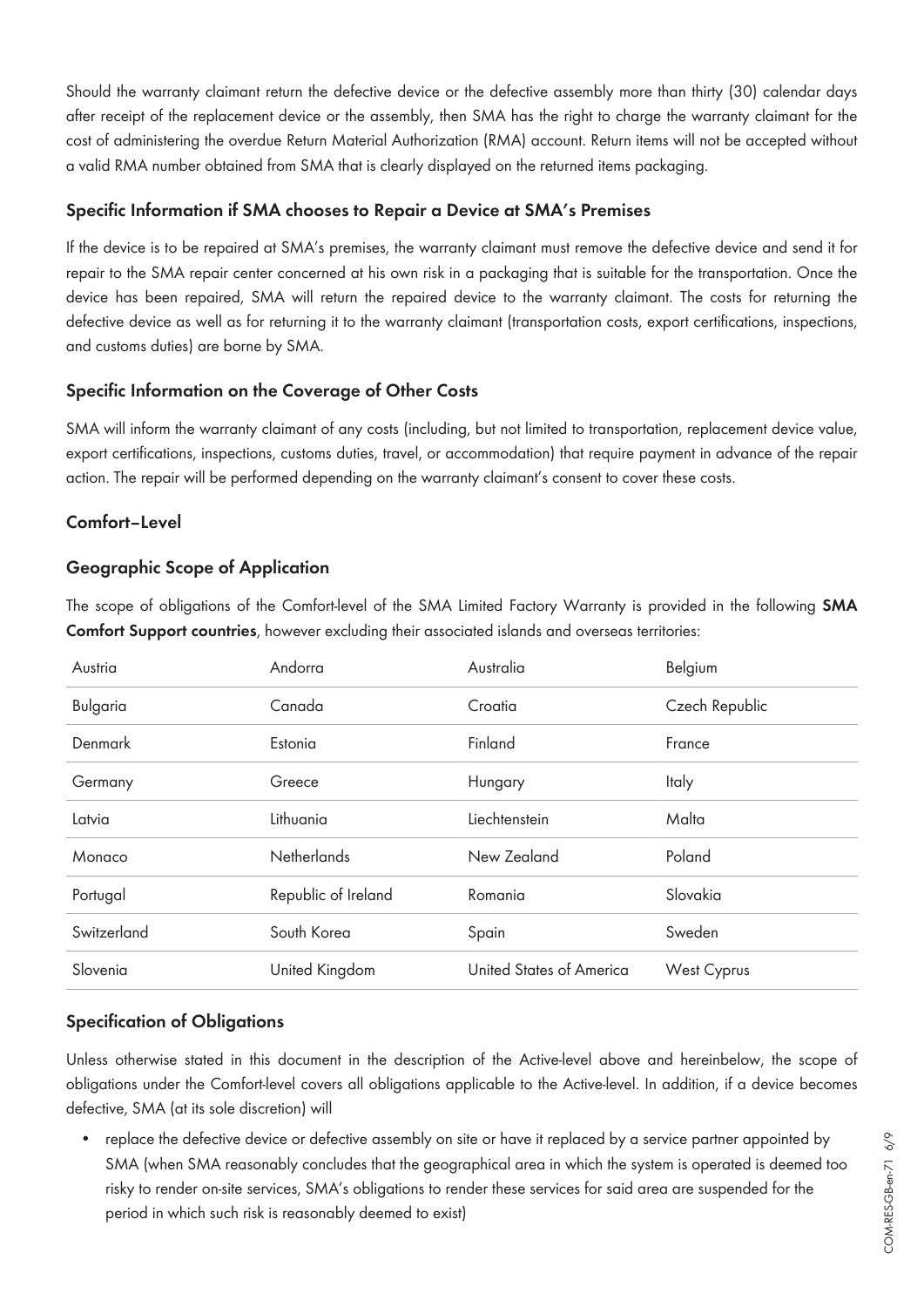Should the warranty claimant return the defective device or the defective assembly more than thirty (30) calendar days after receipt of the replacement device or the assembly, then SMA has the right to charge the warranty claimant for the cost of administering the overdue Return Material Authorization (RMA) account. Return items will not be accepted without a valid RMA number obtained from SMA that is clearly displayed on the returned items packaging.

### Specific Information if SMA chooses to Repair a Device at SMA's Premises

If the device is to be repaired at SMA's premises, the warranty claimant must remove the defective device and send it for repair to the SMA repair center concerned at his own risk in a packaging that is suitable for the transportation. Once the device has been repaired, SMA will return the repaired device to the warranty claimant. The costs for returning the defective device as well as for returning it to the warranty claimant (transportation costs, export certifications, inspections, and customs duties) are borne by SMA.

### Specific Information on the Coverage of Other Costs

SMA will inform the warranty claimant of any costs (including, but not limited to transportation, replacement device value, export certifications, inspections, customs duties, travel, or accommodation) that require payment in advance of the repair action. The repair will be performed depending on the warranty claimant's consent to cover these costs.

## Comfort–Level

### Geographic Scope of Application

The scope of obligations of the Comfort-level of the SMA Limited Factory Warranty is provided in the following **SMA Comfort Support countries**, however excluding their associated islands and overseas territories:

| | | | |
|---|---|---|---|
| Austria | Andorra | Australia | Belgium |
| Bulgaria | Canada | Croatia | Czech Republic |
| Denmark | Estonia | Finland | France |
| Germany | Greece | Hungary | Italy |
| Latvia | Lithuania | Liechtenstein | Malta |
| Monaco | Netherlands | New Zealand | Poland |
| Portugal | Republic of Ireland | Romania | Slovakia |
| Switzerland | South Korea | Spain | Sweden |
| Slovenia | United Kingdom | United States of America | West Cyprus |

### Specification of Obligations

Unless otherwise stated in this document in the description of the Active-level above and hereinbelow, the scope of obligations under the Comfort-level covers all obligations applicable to the Active-level. In addition, if a device becomes defective, SMA (at its sole discretion) will

- replace the defective device or defective assembly on site or have it replaced by a service partner appointed by SMA (when SMA reasonably concludes that the geographical area in which the system is operated is deemed too risky to render on-site services, SMA's obligations to render these services for said area are suspended for the period in which such risk is reasonably deemed to exist)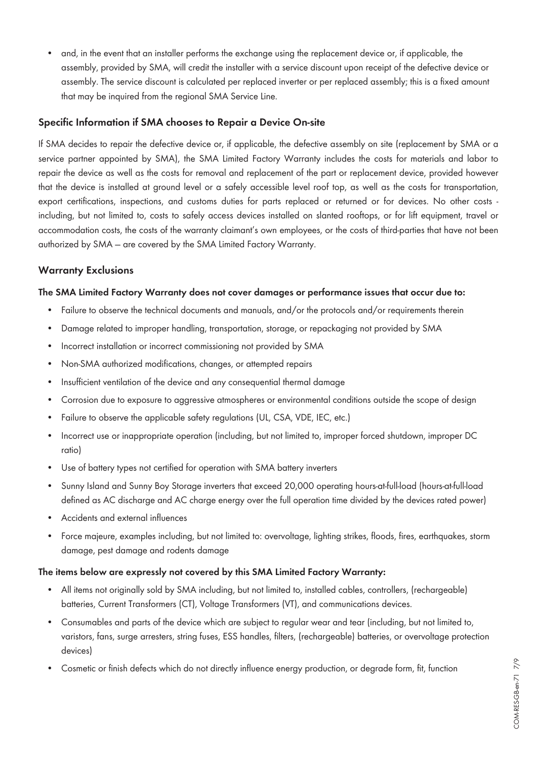- and, in the event that an installer performs the exchange using the replacement device or, if applicable, the assembly, provided by SMA, will credit the installer with a service discount upon receipt of the defective device or assembly. The service discount is calculated per replaced inverter or per replaced assembly; this is a fixed amount that may be inquired from the regional SMA Service Line.

### Specific Information if SMA chooses to Repair a Device On-site

If SMA decides to repair the defective device or, if applicable, the defective assembly on site (replacement by SMA or a service partner appointed by SMA), the SMA Limited Factory Warranty includes the costs for materials and labor to repair the device as well as the costs for removal and replacement of the part or replacement device, provided however that the device is installed at ground level or a safely accessible level roof top, as well as the costs for transportation, export certifications, inspections, and customs duties for parts replaced or returned or for devices. No other costs - including, but not limited to, costs to safely access devices installed on slanted rooftops, or for lift equipment, travel or accommodation costs, the costs of the warranty claimant's own employees, or the costs of third-parties that have not been authorized by SMA – are covered by the SMA Limited Factory Warranty.

### Warranty Exclusions

**The SMA Limited Factory Warranty does not cover damages or performance issues that occur due to:**

- Failure to observe the technical documents and manuals, and/or the protocols and/or requirements therein
- Damage related to improper handling, transportation, storage, or repackaging not provided by SMA
- Incorrect installation or incorrect commissioning not provided by SMA
- Non-SMA authorized modifications, changes, or attempted repairs
- Insufficient ventilation of the device and any consequential thermal damage
- Corrosion due to exposure to aggressive atmospheres or environmental conditions outside the scope of design
- Failure to observe the applicable safety regulations (UL, CSA, VDE, IEC, etc.)
- Incorrect use or inappropriate operation (including, but not limited to, improper forced shutdown, improper DC ratio)
- Use of battery types not certified for operation with SMA battery inverters
- Sunny Island and Sunny Boy Storage inverters that exceed 20,000 operating hours-at-full-load (hours-at-full-load defined as AC discharge and AC charge energy over the full operation time divided by the devices rated power)
- Accidents and external influences
- Force majeure, examples including, but not limited to: overvoltage, lighting strikes, floods, fires, earthquakes, storm damage, pest damage and rodents damage

**The items below are expressly not covered by this SMA Limited Factory Warranty:**

- All items not originally sold by SMA including, but not limited to, installed cables, controllers, (rechargeable) batteries, Current Transformers (CT), Voltage Transformers (VT), and communications devices.
- Consumables and parts of the device which are subject to regular wear and tear (including, but not limited to, varistors, fans, surge arresters, string fuses, ESS handles, filters, (rechargeable) batteries, or overvoltage protection devices)
- Cosmetic or finish defects which do not directly influence energy production, or degrade form, fit, function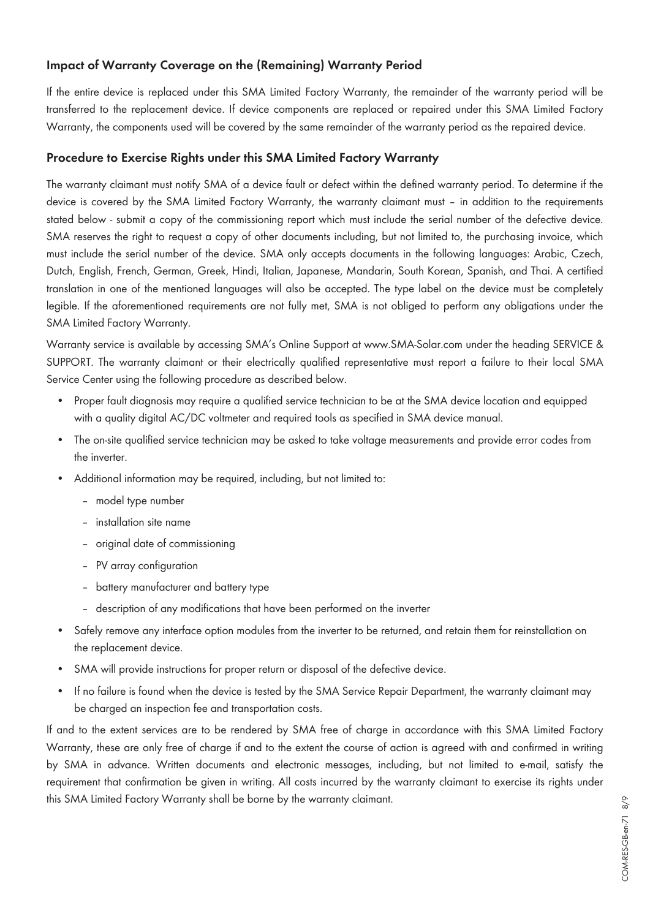### Impact of Warranty Coverage on the (Remaining) Warranty Period

If the entire device is replaced under this SMA Limited Factory Warranty, the remainder of the warranty period will be transferred to the replacement device. If device components are replaced or repaired under this SMA Limited Factory Warranty, the components used will be covered by the same remainder of the warranty period as the repaired device.

### Procedure to Exercise Rights under this SMA Limited Factory Warranty

The warranty claimant must notify SMA of a device fault or defect within the defined warranty period. To determine if the device is covered by the SMA Limited Factory Warranty, the warranty claimant must – in addition to the requirements stated below - submit a copy of the commissioning report which must include the serial number of the defective device. SMA reserves the right to request a copy of other documents including, but not limited to, the purchasing invoice, which must include the serial number of the device. SMA only accepts documents in the following languages: Arabic, Czech, Dutch, English, French, German, Greek, Hindi, Italian, Japanese, Mandarin, South Korean, Spanish, and Thai. A certified translation in one of the mentioned languages will also be accepted. The type label on the device must be completely legible. If the aforementioned requirements are not fully met, SMA is not obliged to perform any obligations under the SMA Limited Factory Warranty.

Warranty service is available by accessing SMA's Online Support at www.SMA-Solar.com under the heading SERVICE & SUPPORT. The warranty claimant or their electrically qualified representative must report a failure to their local SMA Service Center using the following procedure as described below.

- Proper fault diagnosis may require a qualified service technician to be at the SMA device location and equipped with a quality digital AC/DC voltmeter and required tools as specified in SMA device manual.
- The on-site qualified service technician may be asked to take voltage measurements and provide error codes from the inverter.
- Additional information may be required, including, but not limited to:
  - model type number
  - installation site name
  - original date of commissioning
  - PV array configuration
  - battery manufacturer and battery type
  - description of any modifications that have been performed on the inverter
- Safely remove any interface option modules from the inverter to be returned, and retain them for reinstallation on the replacement device.
- SMA will provide instructions for proper return or disposal of the defective device.
- If no failure is found when the device is tested by the SMA Service Repair Department, the warranty claimant may be charged an inspection fee and transportation costs.

If and to the extent services are to be rendered by SMA free of charge in accordance with this SMA Limited Factory Warranty, these are only free of charge if and to the extent the course of action is agreed with and confirmed in writing by SMA in advance. Written documents and electronic messages, including, but not limited to e-mail, satisfy the requirement that confirmation be given in writing. All costs incurred by the warranty claimant to exercise its rights under this SMA Limited Factory Warranty shall be borne by the warranty claimant.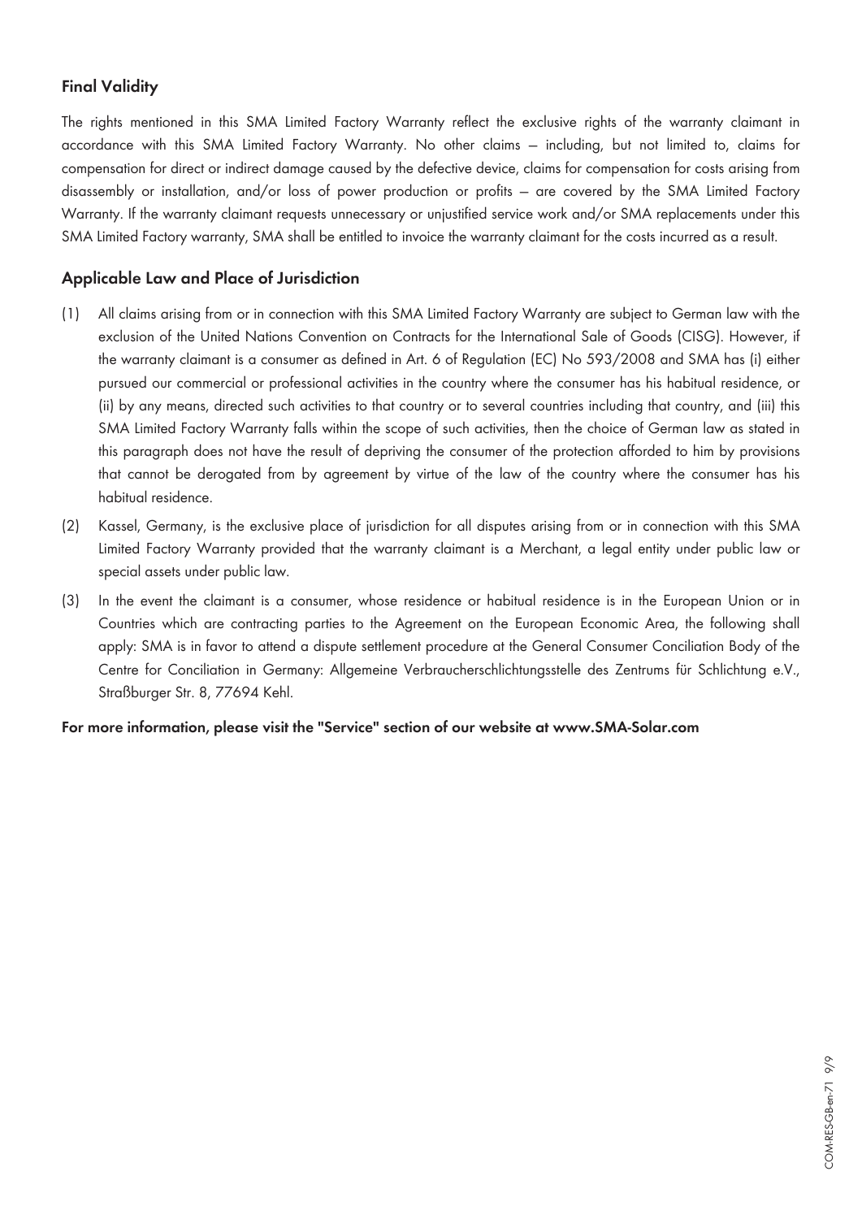## Final Validity

The rights mentioned in this SMA Limited Factory Warranty reflect the exclusive rights of the warranty claimant in accordance with this SMA Limited Factory Warranty. No other claims – including, but not limited to, claims for compensation for direct or indirect damage caused by the defective device, claims for compensation for costs arising from disassembly or installation, and/or loss of power production or profits – are covered by the SMA Limited Factory Warranty. If the warranty claimant requests unnecessary or unjustified service work and/or SMA replacements under this SMA Limited Factory warranty, SMA shall be entitled to invoice the warranty claimant for the costs incurred as a result.

## Applicable Law and Place of Jurisdiction

(1) All claims arising from or in connection with this SMA Limited Factory Warranty are subject to German law with the exclusion of the United Nations Convention on Contracts for the International Sale of Goods (CISG). However, if the warranty claimant is a consumer as defined in Art. 6 of Regulation (EC) No 593/2008 and SMA has (i) either pursued our commercial or professional activities in the country where the consumer has his habitual residence, or (ii) by any means, directed such activities to that country or to several countries including that country, and (iii) this SMA Limited Factory Warranty falls within the scope of such activities, then the choice of German law as stated in this paragraph does not have the result of depriving the consumer of the protection afforded to him by provisions that cannot be derogated from by agreement by virtue of the law of the country where the consumer has his habitual residence.

(2) Kassel, Germany, is the exclusive place of jurisdiction for all disputes arising from or in connection with this SMA Limited Factory Warranty provided that the warranty claimant is a Merchant, a legal entity under public law or special assets under public law.

(3) In the event the claimant is a consumer, whose residence or habitual residence is in the European Union or in Countries which are contracting parties to the Agreement on the European Economic Area, the following shall apply: SMA is in favor to attend a dispute settlement procedure at the General Consumer Conciliation Body of the Centre for Conciliation in Germany: Allgemeine Verbraucherschlichtungsstelle des Zentrums für Schlichtung e.V., Straßburger Str. 8, 77694 Kehl.

**For more information, please visit the "Service" section of our website at www.SMA-Solar.com**